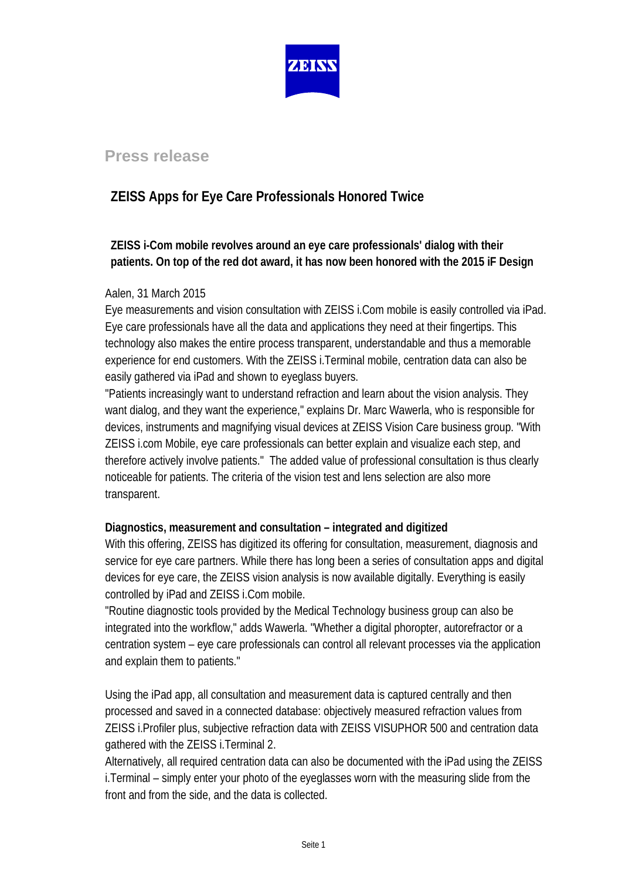ZEISS

## Press release

# ZEISS Apps for Eye Care Professionals Honored Twice

**ZEISS i-Com mobile revolves around an eye care professionals' dialog with their patients. On top of the red dot award, it has now been honored with the 2015 iF Design**

Aalen, 31 March 2015

Eye measurements and vision consultation with ZEISS i.Com mobile is easily controlled via iPad. Eye care professionals have all the data and applications they need at their fingertips. This technology also makes the entire process transparent, understandable and thus a memorable experience for end customers. With the ZEISS i.Terminal mobile, centration data can also be easily gathered via iPad and shown to eyeglass buyers.

"Patients increasingly want to understand refraction and learn about the vision analysis. They want dialog, and they want the experience," explains Dr. Marc Wawerla, who is responsible for devices, instruments and magnifying visual devices at ZEISS Vision Care business group. "With ZEISS i.com Mobile, eye care professionals can better explain and visualize each step, and therefore actively involve patients." The added value of professional consultation is thus clearly noticeable for patients. The criteria of the vision test and lens selection are also more transparent.

**Diagnostics, measurement and consultation – integrated and digitized**

With this offering, ZEISS has digitized its offering for consultation, measurement, diagnosis and service for eye care partners. While there has long been a series of consultation apps and digital devices for eye care, the ZEISS vision analysis is now available digitally. Everything is easily controlled by iPad and ZEISS i.Com mobile.

"Routine diagnostic tools provided by the Medical Technology business group can also be integrated into the workflow," adds Wawerla. "Whether a digital phoropter, autorefractor or a centration system – eye care professionals can control all relevant processes via the application and explain them to patients."

Using the iPad app, all consultation and measurement data is captured centrally and then processed and saved in a connected database: objectively measured refraction values from ZEISS i.Profiler plus, subjective refraction data with ZEISS VISUPHOR 500 and centration data gathered with the ZEISS i.Terminal 2.

Alternatively, all required centration data can also be documented with the iPad using the ZEISS i.Terminal – simply enter your photo of the eyeglasses worn with the measuring slide from the front and from the side, and the data is collected.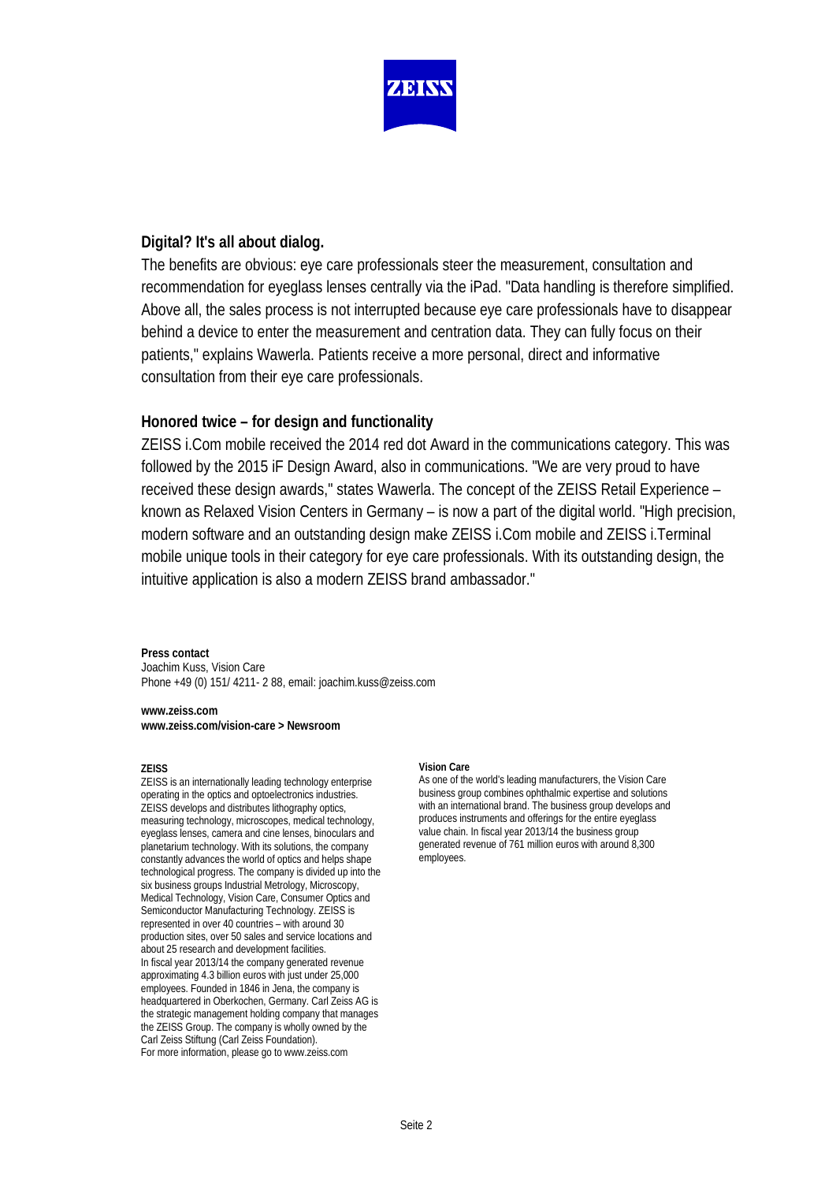**Digital? It's all about dialog.**

The benefits are obvious: eye care professionals steer the measurement, consultation and recommendation for eyeglass lenses centrally via the iPad. "Data handling is therefore simplified. Above all, the sales process is not interrupted because eye care professionals have to disappear behind a device to enter the measurement and centration data. They can fully focus on their patients," explains Wawerla. Patients receive a more personal, direct and informative consultation from their eye care professionals.

**Honored twice – for design and functionality**

ZEISS i.Com mobile received the 2014 red dot Award in the communications category. This was followed by the 2015 iF Design Award, also in communications. "We are very proud to have received these design awards," states Wawerla. The concept of the ZEISS Retail Experience – known as Relaxed Vision Centers in Germany – is now a part of the digital world. "High precision, modern software and an outstanding design make ZEISS i.Com mobile and ZEISS i.Terminal mobile unique tools in their category for eye care professionals. With its outstanding design, the intuitive application is also a modern ZEISS brand ambassador."

**Press contact**
Joachim Kuss, Vision Care
Phone +49 (0) 151/ 4211- 2 88, email: joachim.kuss@zeiss.com

**www.zeiss.com**
**www.zeiss.com/vision-care > Newsroom**

**ZEISS**
ZEISS is an internationally leading technology enterprise operating in the optics and optoelectronics industries. ZEISS develops and distributes lithography optics, measuring technology, microscopes, medical technology, eyeglass lenses, camera and cine lenses, binoculars and planetarium technology. With its solutions, the company constantly advances the world of optics and helps shape technological progress. The company is divided up into the six business groups Industrial Metrology, Microscopy, Medical Technology, Vision Care, Consumer Optics and Semiconductor Manufacturing Technology. ZEISS is represented in over 40 countries – with around 30 production sites, over 50 sales and service locations and about 25 research and development facilities.
In fiscal year 2013/14 the company generated revenue approximating 4.3 billion euros with just under 25,000 employees. Founded in 1846 in Jena, the company is headquartered in Oberkochen, Germany. Carl Zeiss AG is the strategic management holding company that manages the ZEISS Group. The company is wholly owned by the Carl Zeiss Stiftung (Carl Zeiss Foundation).
For more information, please go to www.zeiss.com

**Vision Care**
As one of the world's leading manufacturers, the Vision Care business group combines ophthalmic expertise and solutions with an international brand. The business group develops and produces instruments and offerings for the entire eyeglass value chain. In fiscal year 2013/14 the business group generated revenue of 761 million euros with around 8,300 employees.